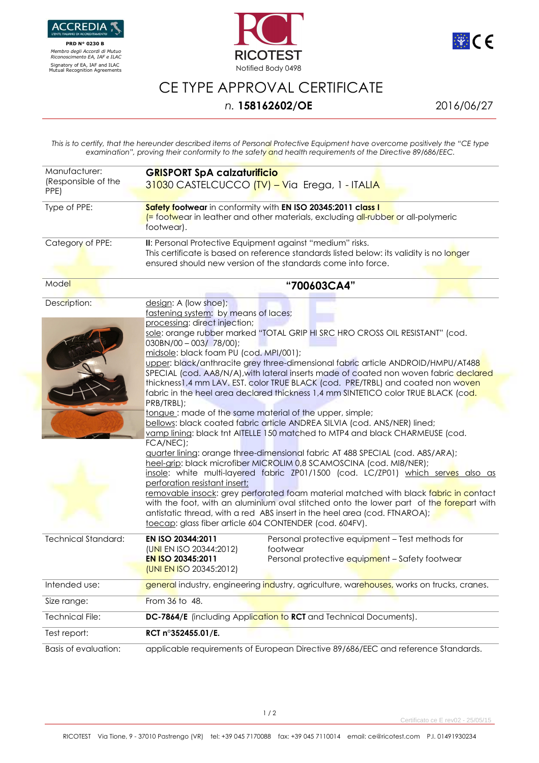ACCREDIA

L'ENTE ITALIANO DI ACCREDITAMENTO

PRD N° 0230 B

*Membro degli Accordi di Mutuo Riconoscimento EA, IAF e ILAC*

Signatory of EA, IAF and ILAC Mutual Recognition Agreements

RICOTEST

Notified Body 0498

# CE TYPE APPROVAL CERTIFICATE

*n.* **158162602/OE**

2016/06/27

*This is to certify, that the hereunder described items of Personal Protective Equipment have overcome positively the "CE type examination", proving their conformity to the safety and health requirements of the Directive 89/686/EEC.*

| | |
|---|---|
| Manufacturer: (Responsible of the PPE) | **GRISPORT SpA calzaturificio** 31030 CASTELCUCCO (TV) – Via Erega, 1 - ITALIA |
| Type of PPE: | **Safety footwear** in conformity with **EN ISO 20345:2011 class I** (= footwear in leather and other materials, excluding all-rubber or all-polymeric footwear). |
| Category of PPE: | **II**: Personal Protective Equipment against "medium" risks. This certificate is based on reference standards listed below: its validity is no longer ensured should new version of the standards come into force. |
| Model | **"700603CA4"** |
| Description: | design: A (low shoe); fastening system: by means of laces; processing: direct injection; sole: orange rubber marked "TOTAL GRIP HI SRC HRO CROSS OIL RESISTANT" (cod. 030BN/00 – 003/ 78/00); midsole: black foam PU (cod. MPI/001); upper: black/anthracite grey three-dimensional fabric article ANDROID/HMPU/AT488 SPECIAL (cod. AA8/N/A), with lateral inserts made of coated non woven fabric declared thickness1,4 mm LAV. EST. color TRUE BLACK (cod. PRE/TRBL) and coated non woven fabric in the heel area declared thickness 1,4 mm SINTETICO color TRUE BLACK (cod. PRB/TRBL); tongue : made of the same material of the upper, simple; bellows: black coated fabric article ANDREA SILVIA (cod. ANS/NER) lined; vamp lining: black tnt AITELLE 150 matched to MTP4 and black CHARMEUSE (cod. FCA/NEC); quarter lining: orange three-dimensional fabric AT 488 SPECIAL (cod. A8S/ARA); heel-grip: black microfiber MICROLIM 0,8 SCAMOSCINA (cod. MI8/NER); insole: white multi-layered fabric ZP01/1500 (cod. LC/ZP01) which serves also as perforation resistant insert; removable insock: grey perforated foam material matched with black fabric in contact with the foot, with an aluminium oval stitched onto the lower part of the forepart with antistatic thread, with a red ABS insert in the heel area (cod. FTNAROA); toecap: glass fiber article 604 CONTENDER (cod. 604FV). |
| Technical Standard: | **EN ISO 20344:2011** (UNI EN ISO 20344:2012) – Personal protective equipment – Test methods for footwear; **EN ISO 20345:2011** (UNI EN ISO 20345:2012) – Personal protective equipment – Safety footwear |
| Intended use: | general industry, engineering industry, agriculture, warehouses, works on trucks, cranes. |
| Size range: | From 36 to 48. |
| Technical File: | **DC-7864/E** (including Application to **RCT** and Technical Documents). |
| Test report: | **RCT n°352455.01/E.** |
| Basis of evaluation: | applicable requirements of European Directive 89/686/EEC and reference Standards. |

Certificato ce E rev02 - 25/05/15

RICOTEST Via Tione, 9 - 37010 Pastrengo (VR) tel: +39 045 7170088 fax: +39 045 7110014 email: ce@ricotest.com P.I. 01491930234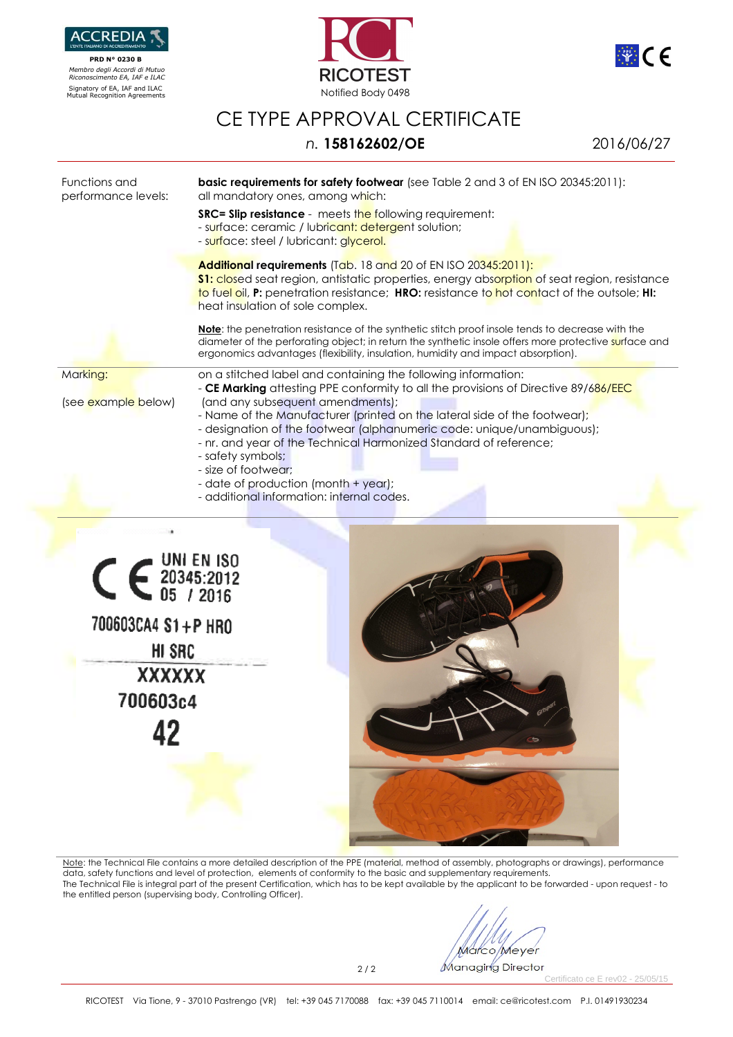ACCREDIA
L'ENTE ITALIANO DI ACCREDITAMENTO
PRD N° 0230 B
*Membro degli Accordi di Mutuo Riconoscimento EA, IAF e ILAC*
Signatory of EA, IAF and ILAC Mutual Recognition Agreements

RICOTEST
Notified Body 0498

# CE TYPE APPROVAL CERTIFICATE

*n.* **158162602/OE**

2016/06/27

| | |
|---|---|
| Functions and performance levels: | **basic requirements for safety footwear** (see Table 2 and 3 of EN ISO 20345:2011): all mandatory ones, among which:<br><br>**SRC= Slip resistance** - meets the following requirement:<br>- surface: ceramic / lubricant: detergent solution;<br>- surface: steel / lubricant: glycerol.<br><br>**Additional requirements** (Tab. 18 and 20 of EN ISO 20345:2011):<br>**S1:** closed seat region, antistatic properties, energy absorption of seat region, resistance to fuel oil, **P:** penetration resistance; **HRO:** resistance to hot contact of the outsole; **HI:** heat insulation of sole complex.<br><br>**Note**: the penetration resistance of the synthetic stitch proof insole tends to decrease with the diameter of the perforating object; in return the synthetic insole offers more protective surface and ergonomics advantages (flexibility, insulation, humidity and impact absorption). |
| Marking:<br><br>(see example below) | on a stitched label and containing the following information:<br>- **CE Marking** attesting PPE conformity to all the provisions of Directive 89/686/EEC (and any subsequent amendments);<br>- Name of the Manufacturer (printed on the lateral side of the footwear);<br>- designation of the footwear (alphanumeric code: unique/unambiguous);<br>- nr. and year of the Technical Harmonized Standard of reference;<br>- safety symbols;<br>- size of footwear;<br>- date of production (month + year);<br>- additional information: internal codes. |

CE UNI EN ISO 20345:2012 05 / 2016

700603CA4 S1+P HRO

HI SRC

XXXXXX

700603c4

42

Note: the Technical File contains a more detailed description of the PPE (material, method of assembly, photographs or drawings), performance data, safety functions and level of protection, elements of conformity to the basic and supplementary requirements.
The Technical File is integral part of the present Certification, which has to be kept available by the applicant to be forwarded - upon request - to the entitled person (supervising body, Controlling Officer).

Marco Meyer
Managing Director

Certificato ce E rev02 - 25/05/15

RICOTEST Via Tione, 9 - 37010 Pastrengo (VR) tel: +39 045 7170088 fax: +39 045 7110014 email: ce@ricotest.com P.I. 01491930234